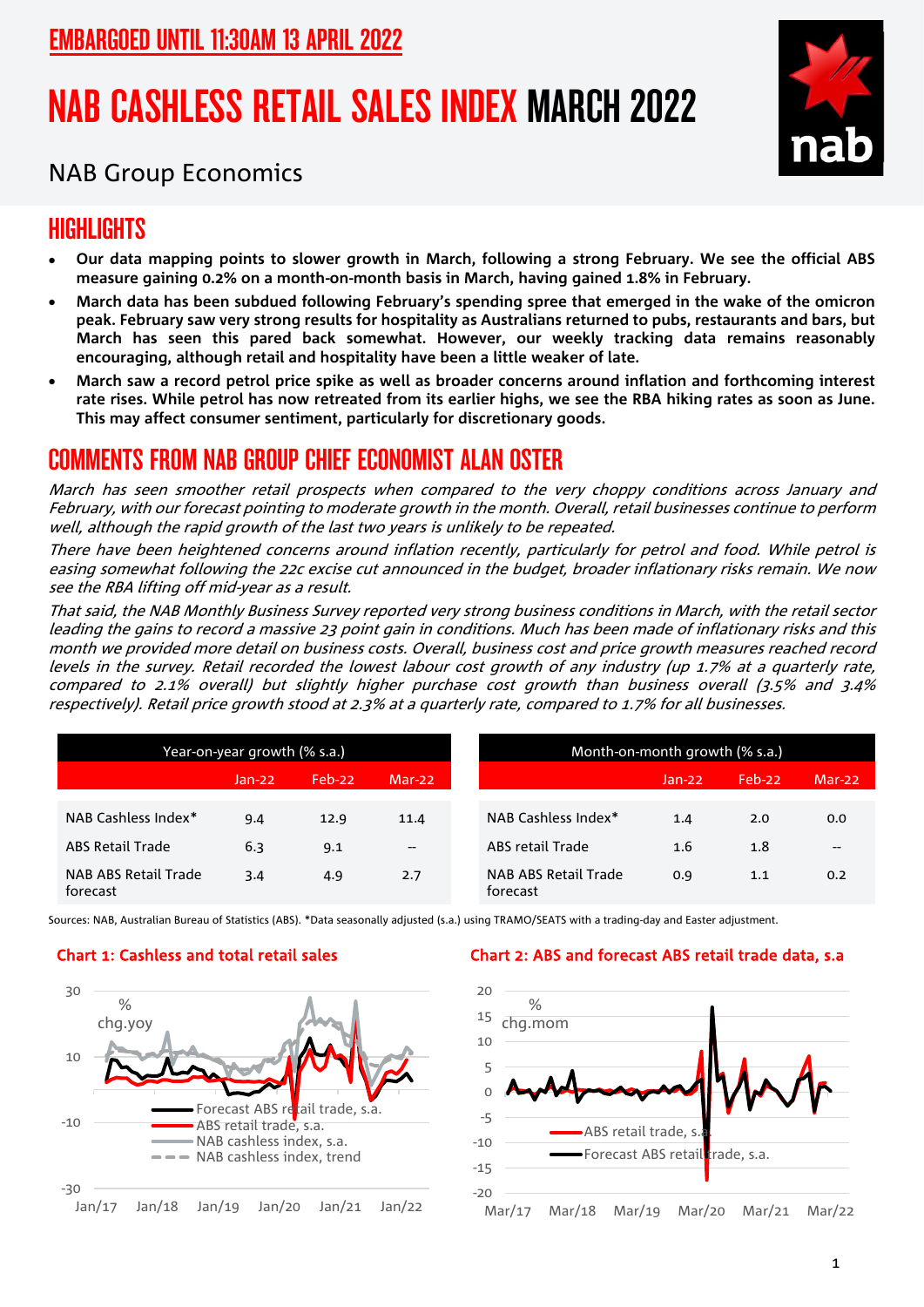EMBARGOED UNTIL 11:30AM 13 APRIL 2022

# NAB CASHLESS RETAIL SALES INDEX MARCH 2022

NAB Group Economics

## HIGHLIGHTS

- **Our data mapping points to slower growth in March, following a strong February. We see the official ABS measure gaining 0.2% on a month-on-month basis in March, having gained 1.8% in February.**
- **March data has been subdued following February's spending spree that emerged in the wake of the omicron peak. February saw very strong results for hospitality as Australians returned to pubs, restaurants and bars, but March has seen this pared back somewhat. However, our weekly tracking data remains reasonably encouraging, although retail and hospitality have been a little weaker of late.**
- **March saw a record petrol price spike as well as broader concerns around inflation and forthcoming interest rate rises. While petrol has now retreated from its earlier highs, we see the RBA hiking rates as soon as June. This may affect consumer sentiment, particularly for discretionary goods.**

## COMMENTS FROM NAB GROUP CHIEF ECONOMIST ALAN OSTER

*March has seen smoother retail prospects when compared to the very choppy conditions across January and February, with our forecast pointing to moderate growth in the month. Overall, retail businesses continue to perform well, although the rapid growth of the last two years is unlikely to be repeated.*

*There have been heightened concerns around inflation recently, particularly for petrol and food. While petrol is easing somewhat following the 22c excise cut announced in the budget, broader inflationary risks remain. We now see the RBA lifting off mid-year as a result.*

*That said, the NAB Monthly Business Survey reported very strong business conditions in March, with the retail sector leading the gains to record a massive 23 point gain in conditions. Much has been made of inflationary risks and this month we provided more detail on business costs. Overall, business cost and price growth measures reached record levels in the survey. Retail recorded the lowest labour cost growth of any industry (up 1.7% at a quarterly rate, compared to 2.1% overall) but slightly higher purchase cost growth than business overall (3.5% and 3.4% respectively). Retail price growth stood at 2.3% at a quarterly rate, compared to 1.7% for all businesses.*

| Year-on-year growth (% s.a.) | Jan-22 | Feb-22 | Mar-22 |
|---|---|---|---|
| NAB Cashless Index* | 9.4 | 12.9 | 11.4 |
| ABS Retail Trade | 6.3 | 9.1 | -- |
| NAB ABS Retail Trade forecast | 3.4 | 4.9 | 2.7 |

| Month-on-month growth (% s.a.) | Jan-22 | Feb-22 | Mar-22 |
|---|---|---|---|
| NAB Cashless Index* | 1.4 | 2.0 | 0.0 |
| ABS retail Trade | 1.6 | 1.8 | -- |
| NAB ABS Retail Trade forecast | 0.9 | 1.1 | 0.2 |

Sources: NAB, Australian Bureau of Statistics (ABS). *Data seasonally adjusted (s.a.) using TRAMO/SEATS with a trading-day and Easter adjustment.

**Chart 1: Cashless and total retail sales**

**Chart 2: ABS and forecast ABS retail trade data, s.a**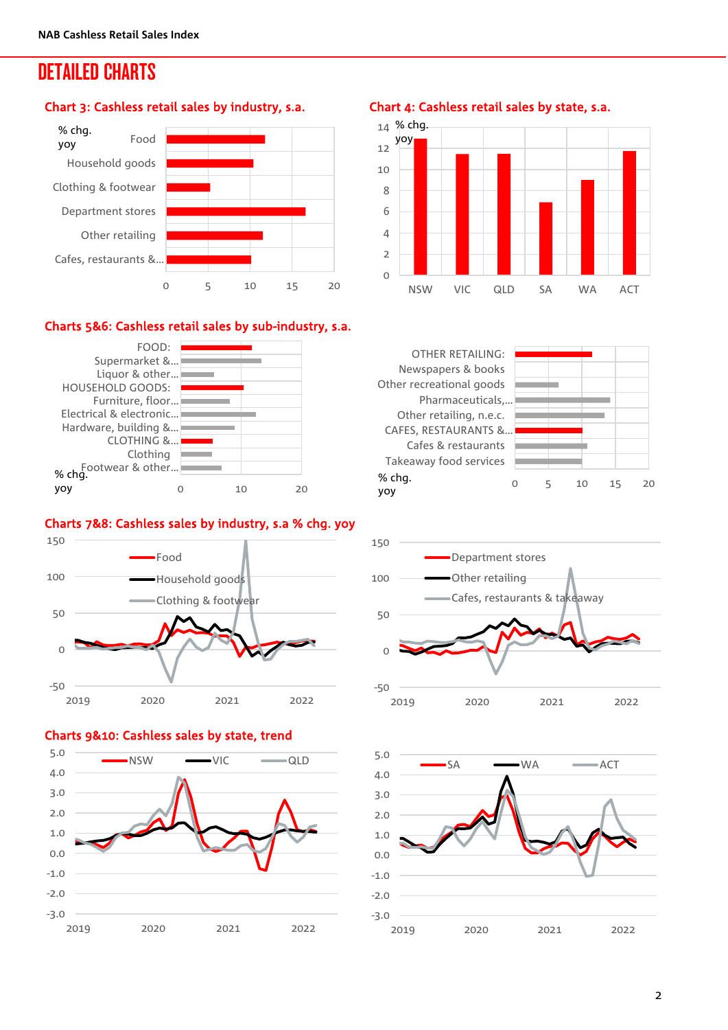## DETAILED CHARTS

### Chart 3: Cashless retail sales by industry, s.a.

% chg. yoy

Food
Household goods
Clothing & footwear
Department stores
Other retailing
Cafes, restaurants &...

0 5 10 15 20

### Chart 4: Cashless retail sales by state, s.a.

% chg. yoy

14 12 10 8 6 4 2 0

NSW VIC QLD SA WA ACT

### Charts 5&6: Cashless retail sales by sub-industry, s.a.

FOOD:
Supermarket &...
Liquor & other...
HOUSEHOLD GOODS:
Furniture, floor...
Electrical & electronic...
Hardware, building &...
CLOTHING &...
Clothing
Footwear & other...

% chg. yoy

0 10 20

OTHER RETAILING:
Newspapers & books
Other recreational goods
Pharmaceuticals,...
Other retailing, n.e.c.
CAFES, RESTAURANTS &...
Cafes & restaurants
Takeaway food services

% chg. yoy

0 5 10 15 20

### Charts 7&8: Cashless sales by industry, s.a % chg. yoy

Food
Household goods
Clothing & footwear

150 100 50 0 -50

2019 2020 2021 2022

Department stores
Other retailing
Cafes, restaurants & takeaway

150 100 50 0 -50

2019 2020 2021 2022

### Charts 9&10: Cashless sales by state, trend

NSW VIC QLD

5.0 4.0 3.0 2.0 1.0 0.0 -1.0 -2.0 -3.0

2019 2020 2021 2022

SA WA ACT

5.0 4.0 3.0 2.0 1.0 0.0 -1.0 -2.0 -3.0

2019 2020 2021 2022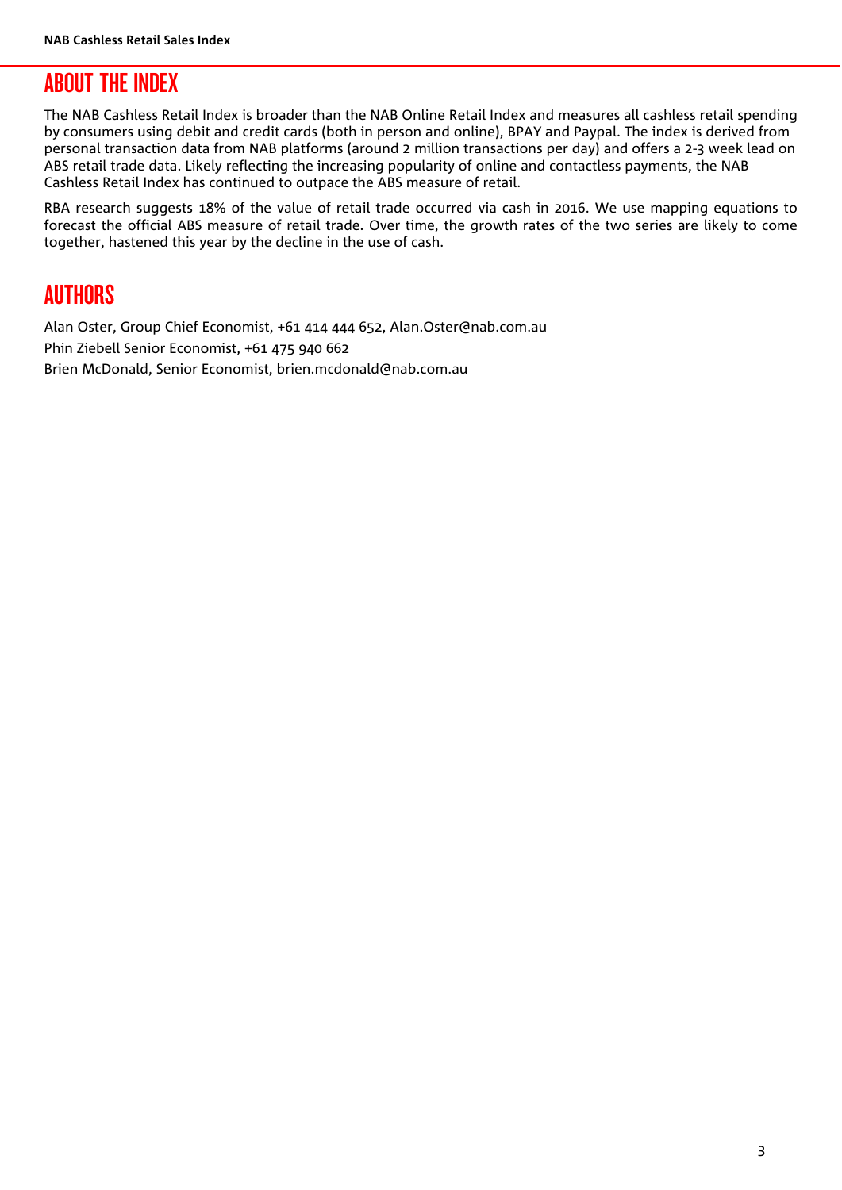## ABOUT THE INDEX

The NAB Cashless Retail Index is broader than the NAB Online Retail Index and measures all cashless retail spending by consumers using debit and credit cards (both in person and online), BPAY and Paypal. The index is derived from personal transaction data from NAB platforms (around 2 million transactions per day) and offers a 2-3 week lead on ABS retail trade data. Likely reflecting the increasing popularity of online and contactless payments, the NAB Cashless Retail Index has continued to outpace the ABS measure of retail.

RBA research suggests 18% of the value of retail trade occurred via cash in 2016. We use mapping equations to forecast the official ABS measure of retail trade. Over time, the growth rates of the two series are likely to come together, hastened this year by the decline in the use of cash.

## AUTHORS

Alan Oster, Group Chief Economist, +61 414 444 652, Alan.Oster@nab.com.au

Phin Ziebell Senior Economist, +61 475 940 662

Brien McDonald, Senior Economist, brien.mcdonald@nab.com.au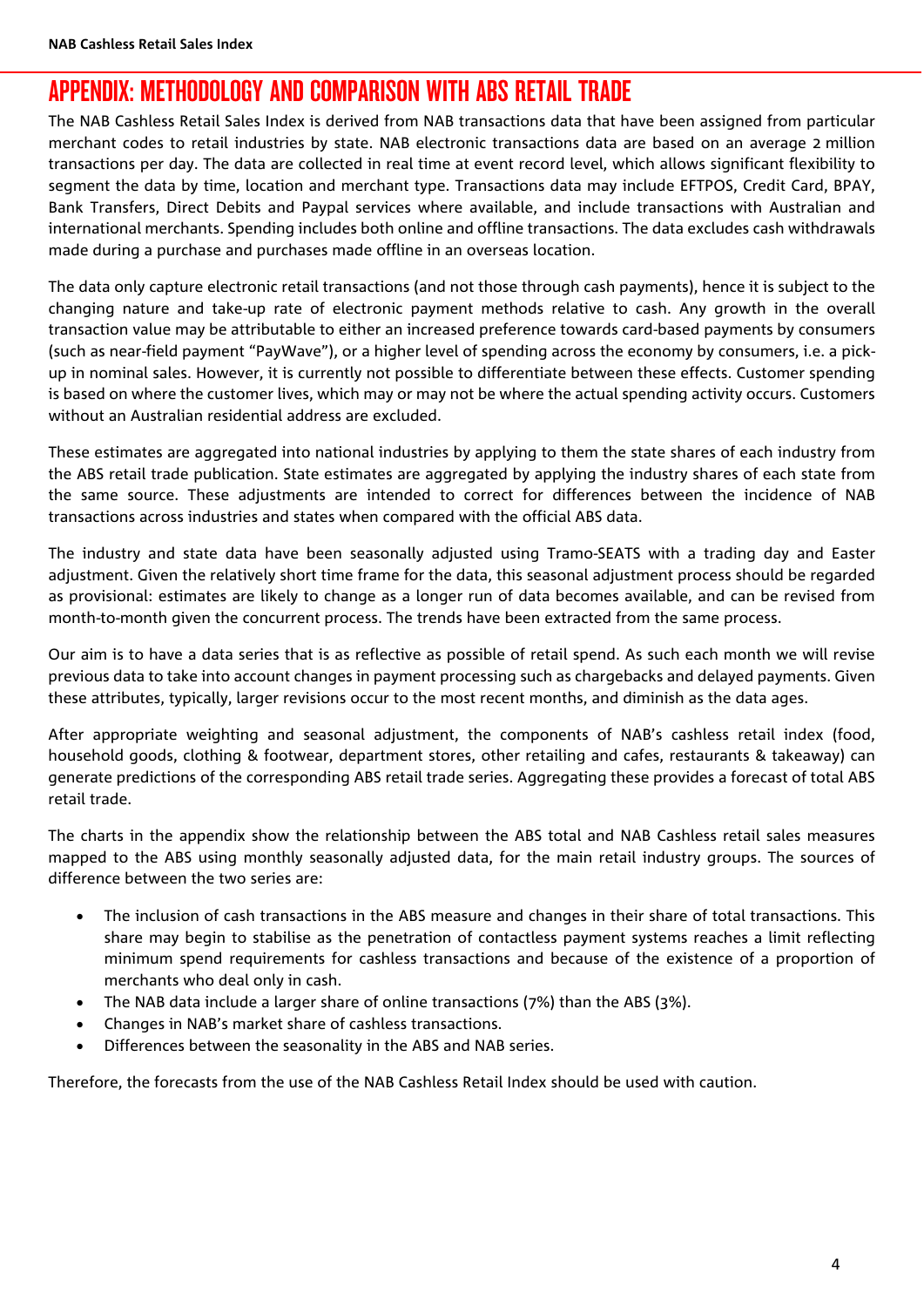# APPENDIX: METHODOLOGY AND COMPARISON WITH ABS RETAIL TRADE

The NAB Cashless Retail Sales Index is derived from NAB transactions data that have been assigned from particular merchant codes to retail industries by state. NAB electronic transactions data are based on an average 2 million transactions per day. The data are collected in real time at event record level, which allows significant flexibility to segment the data by time, location and merchant type. Transactions data may include EFTPOS, Credit Card, BPAY, Bank Transfers, Direct Debits and Paypal services where available, and include transactions with Australian and international merchants. Spending includes both online and offline transactions. The data excludes cash withdrawals made during a purchase and purchases made offline in an overseas location.

The data only capture electronic retail transactions (and not those through cash payments), hence it is subject to the changing nature and take-up rate of electronic payment methods relative to cash. Any growth in the overall transaction value may be attributable to either an increased preference towards card-based payments by consumers (such as near-field payment "PayWave"), or a higher level of spending across the economy by consumers, i.e. a pick-up in nominal sales. However, it is currently not possible to differentiate between these effects. Customer spending is based on where the customer lives, which may or may not be where the actual spending activity occurs. Customers without an Australian residential address are excluded.

These estimates are aggregated into national industries by applying to them the state shares of each industry from the ABS retail trade publication. State estimates are aggregated by applying the industry shares of each state from the same source. These adjustments are intended to correct for differences between the incidence of NAB transactions across industries and states when compared with the official ABS data.

The industry and state data have been seasonally adjusted using Tramo-SEATS with a trading day and Easter adjustment. Given the relatively short time frame for the data, this seasonal adjustment process should be regarded as provisional: estimates are likely to change as a longer run of data becomes available, and can be revised from month-to-month given the concurrent process. The trends have been extracted from the same process.

Our aim is to have a data series that is as reflective as possible of retail spend. As such each month we will revise previous data to take into account changes in payment processing such as chargebacks and delayed payments. Given these attributes, typically, larger revisions occur to the most recent months, and diminish as the data ages.

After appropriate weighting and seasonal adjustment, the components of NAB's cashless retail index (food, household goods, clothing & footwear, department stores, other retailing and cafes, restaurants & takeaway) can generate predictions of the corresponding ABS retail trade series. Aggregating these provides a forecast of total ABS retail trade.

The charts in the appendix show the relationship between the ABS total and NAB Cashless retail sales measures mapped to the ABS using monthly seasonally adjusted data, for the main retail industry groups. The sources of difference between the two series are:

- The inclusion of cash transactions in the ABS measure and changes in their share of total transactions. This share may begin to stabilise as the penetration of contactless payment systems reaches a limit reflecting minimum spend requirements for cashless transactions and because of the existence of a proportion of merchants who deal only in cash.
- The NAB data include a larger share of online transactions (7%) than the ABS (3%).
- Changes in NAB's market share of cashless transactions.
- Differences between the seasonality in the ABS and NAB series.

Therefore, the forecasts from the use of the NAB Cashless Retail Index should be used with caution.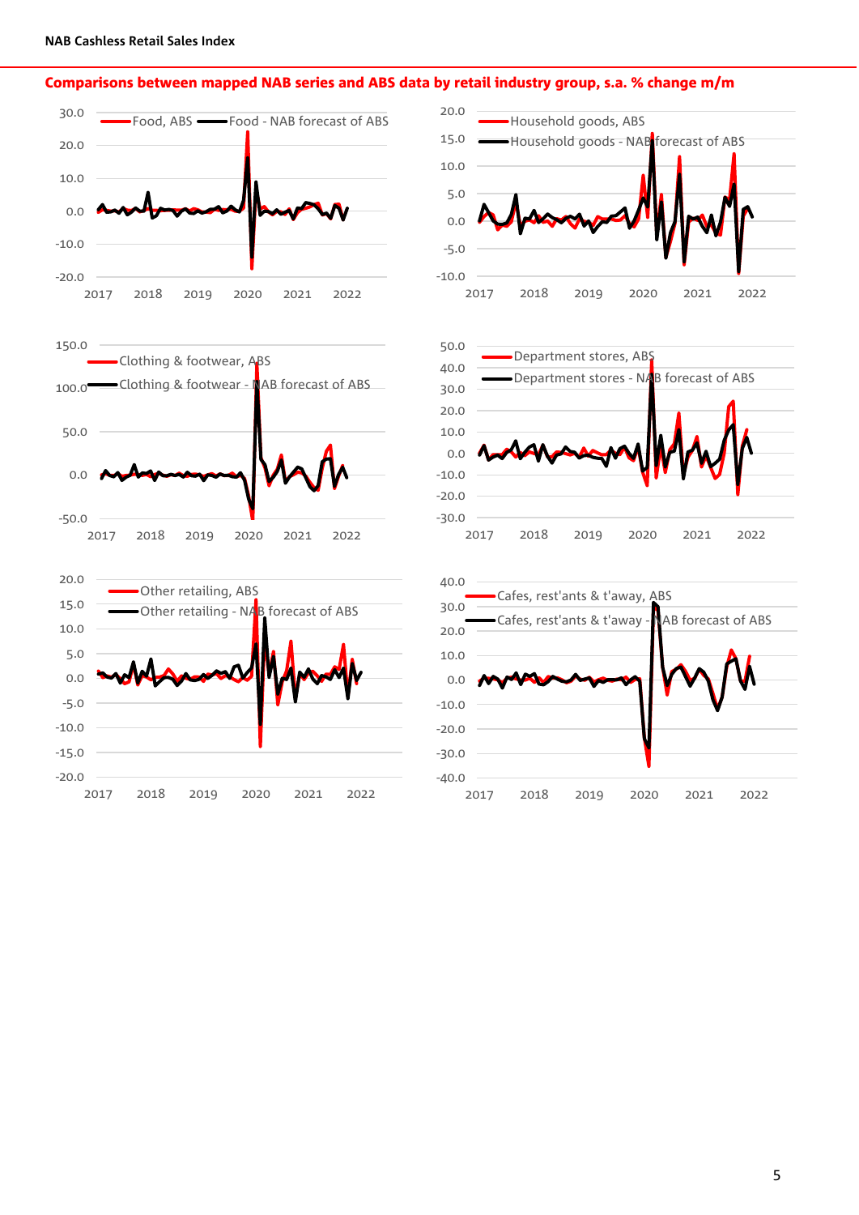## Comparisons between mapped NAB series and ABS data by retail industry group, s.a. % change m/m

Food, ABS — Food - NAB forecast of ABS

Household goods, ABS — Household goods - NAB forecast of ABS

Clothing & footwear, ABS — Clothing & footwear - NAB forecast of ABS

Department stores, ABS — Department stores - NAB forecast of ABS

Other retailing, ABS — Other retailing - NAB forecast of ABS

Cafes, rest'ants & t'away, ABS — Cafes, rest'ants & t'away - NAB forecast of ABS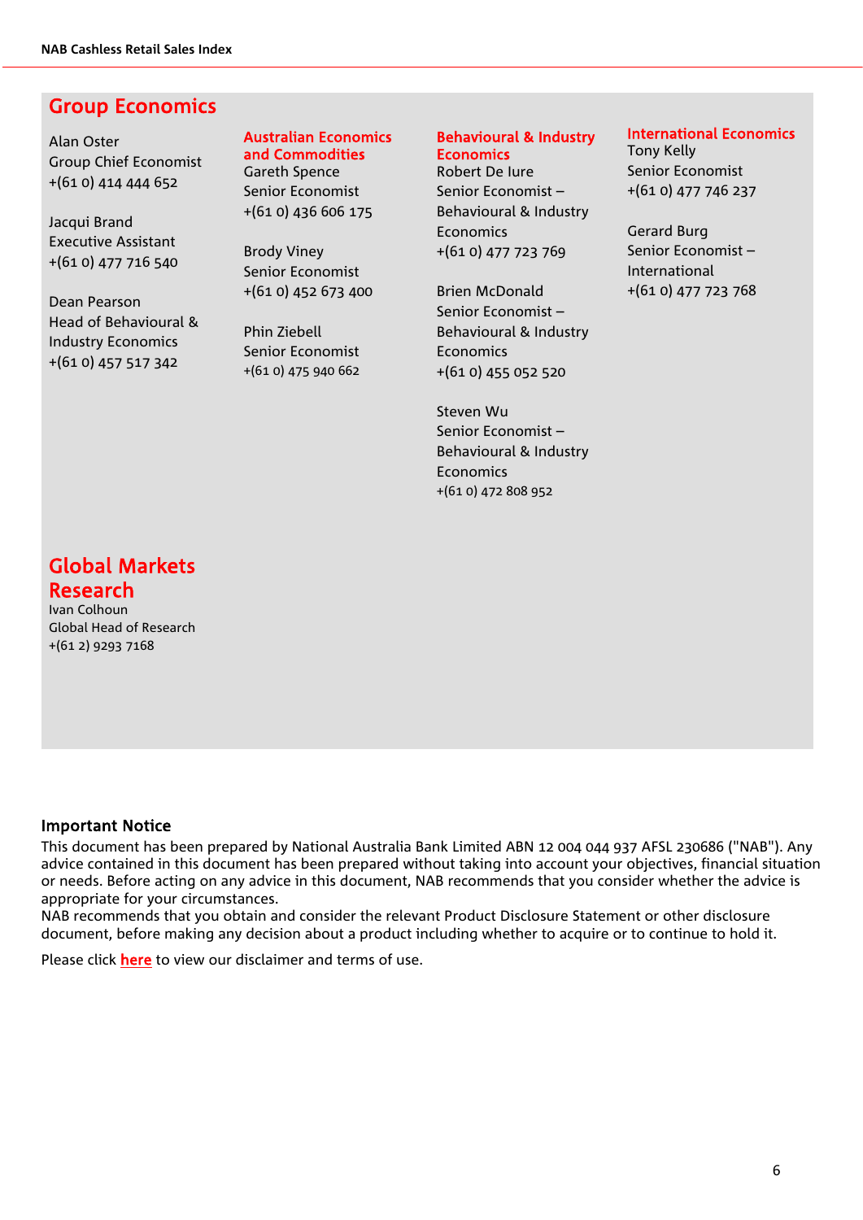# Group Economics

Alan Oster
Group Chief Economist
+(61 0) 414 444 652

Jacqui Brand
Executive Assistant
+(61 0) 477 716 540

Dean Pearson
Head of Behavioural & Industry Economics
+(61 0) 457 517 342

### Australian Economics and Commodities

Gareth Spence
Senior Economist
+(61 0) 436 606 175

Brody Viney
Senior Economist
+(61 0) 452 673 400

Phin Ziebell
Senior Economist
+(61 0) 475 940 662

### Behavioural & Industry Economics

Robert De Iure
Senior Economist – Behavioural & Industry Economics
+(61 0) 477 723 769

Brien McDonald
Senior Economist – Behavioural & Industry Economics
+(61 0) 455 052 520

Steven Wu
Senior Economist – Behavioural & Industry Economics
+(61 0) 472 808 952

### International Economics

Tony Kelly
Senior Economist
+(61 0) 477 746 237

Gerard Burg
Senior Economist – International
+(61 0) 477 723 768

# Global Markets Research

Ivan Colhoun
Global Head of Research
+(61 2) 9293 7168

## Important Notice

This document has been prepared by National Australia Bank Limited ABN 12 004 044 937 AFSL 230686 ("NAB"). Any advice contained in this document has been prepared without taking into account your objectives, financial situation or needs. Before acting on any advice in this document, NAB recommends that you consider whether the advice is appropriate for your circumstances.
NAB recommends that you obtain and consider the relevant Product Disclosure Statement or other disclosure document, before making any decision about a product including whether to acquire or to continue to hold it.

Please click **here** to view our disclaimer and terms of use.